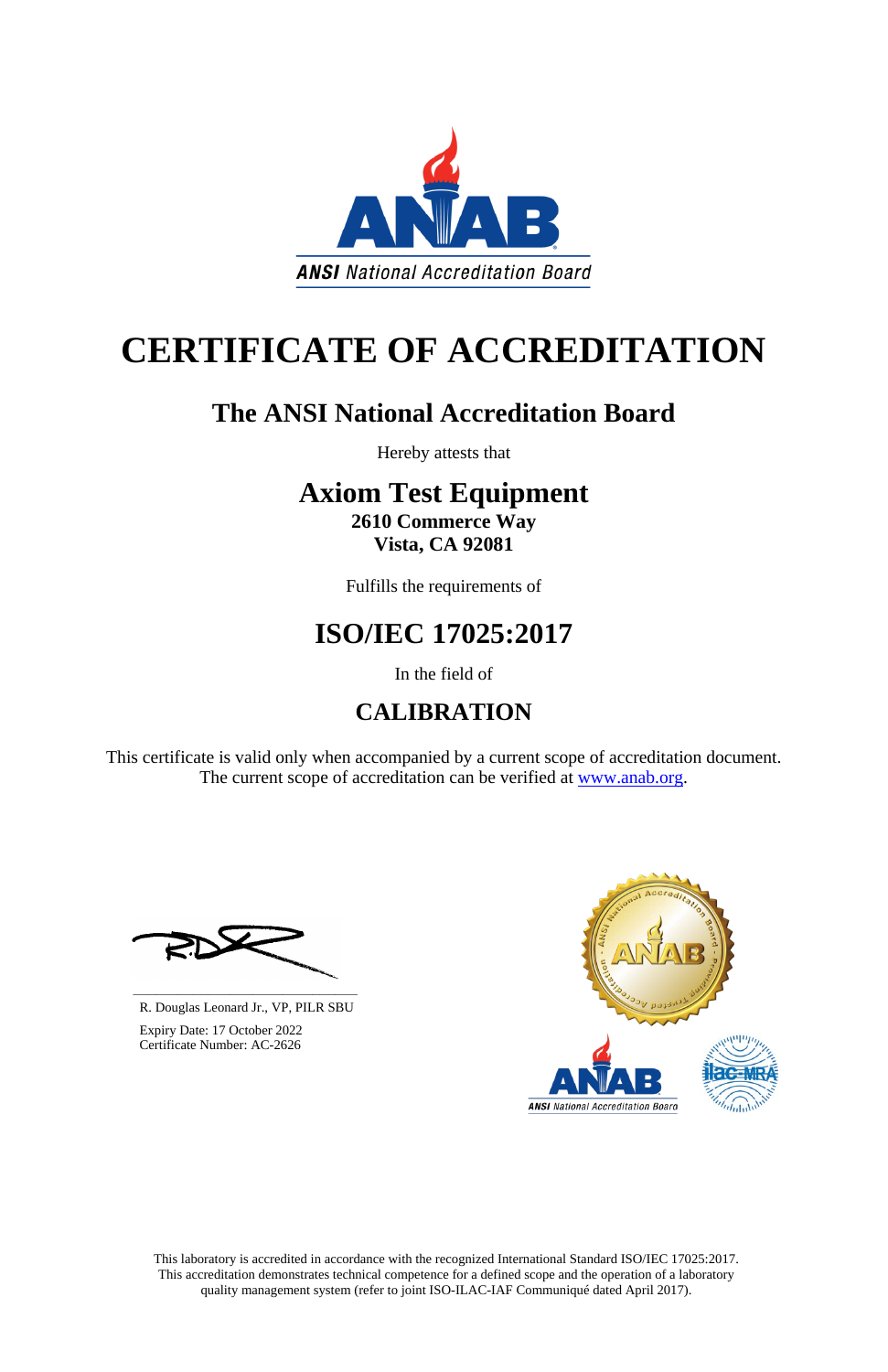ANSI National Accreditation Board

# CERTIFICATE OF ACCREDITATION

## The ANSI National Accreditation Board

Hereby attests that

## Axiom Test Equipment

**2610 Commerce Way**
**Vista, CA 92081**

Fulfills the requirements of

## ISO/IEC 17025:2017

In the field of

## CALIBRATION

This certificate is valid only when accompanied by a current scope of accreditation document.
The current scope of accreditation can be verified at www.anab.org.

R. Douglas Leonard Jr., VP, PILR SBU

Expiry Date: 17 October 2022
Certificate Number: AC-2626

This laboratory is accredited in accordance with the recognized International Standard ISO/IEC 17025:2017.
This accreditation demonstrates technical competence for a defined scope and the operation of a laboratory quality management system (refer to joint ISO-ILAC-IAF Communiqué dated April 2017).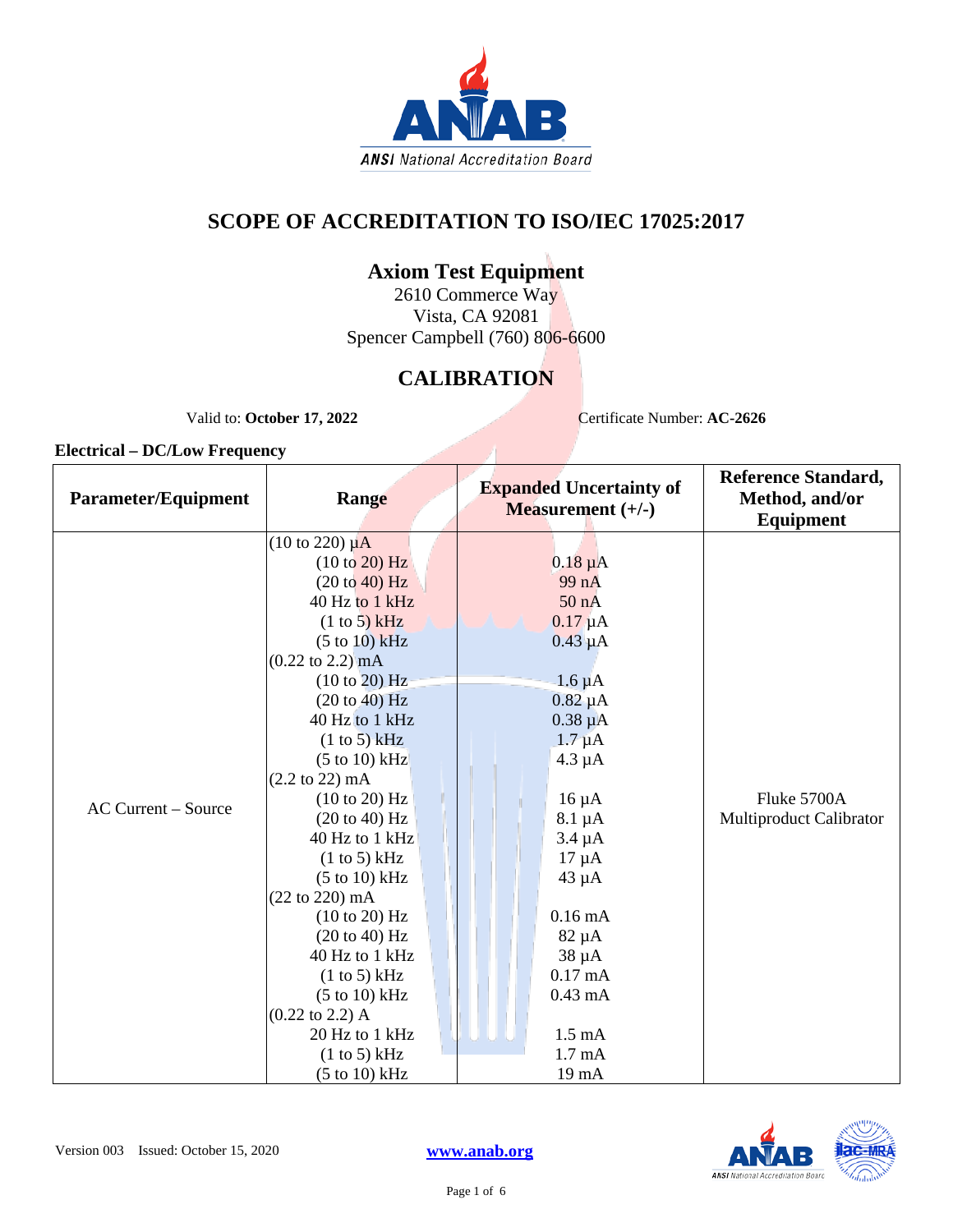# SCOPE OF ACCREDITATION TO ISO/IEC 17025:2017

## Axiom Test Equipment

2610 Commerce Way
Vista, CA 92081
Spencer Campbell (760) 806-6600

## CALIBRATION

Valid to: **October 17, 2022** Certificate Number: **AC-2626**

**Electrical – DC/Low Frequency**

| Parameter/Equipment | Range | Expanded Uncertainty of Measurement (+/-) | Reference Standard, Method, and/or Equipment |
|---|---|---|---|
| AC Current – Source | (10 to 220) µA | | Fluke 5700A Multiproduct Calibrator |
| | (10 to 20) Hz | 0.18 µA | |
| | (20 to 40) Hz | 99 nA | |
| | 40 Hz to 1 kHz | 50 nA | |
| | (1 to 5) kHz | 0.17 µA | |
| | (5 to 10) kHz | 0.43 µA | |
| | (0.22 to 2.2) mA | | |
| | (10 to 20) Hz | 1.6 µA | |
| | (20 to 40) Hz | 0.82 µA | |
| | 40 Hz to 1 kHz | 0.38 µA | |
| | (1 to 5) kHz | 1.7 µA | |
| | (5 to 10) kHz | 4.3 µA | |
| | (2.2 to 22) mA | | |
| | (10 to 20) Hz | 16 µA | |
| | (20 to 40) Hz | 8.1 µA | |
| | 40 Hz to 1 kHz | 3.4 µA | |
| | (1 to 5) kHz | 17 µA | |
| | (5 to 10) kHz | 43 µA | |
| | (22 to 220) mA | | |
| | (10 to 20) Hz | 0.16 mA | |
| | (20 to 40) Hz | 82 µA | |
| | 40 Hz to 1 kHz | 38 µA | |
| | (1 to 5) kHz | 0.17 mA | |
| | (5 to 10) kHz | 0.43 mA | |
| | (0.22 to 2.2) A | | |
| | 20 Hz to 1 kHz | 1.5 mA | |
| | (1 to 5) kHz | 1.7 mA | |
| | (5 to 10) kHz | 19 mA | |

Version 003 Issued: October 15, 2020 www.anab.org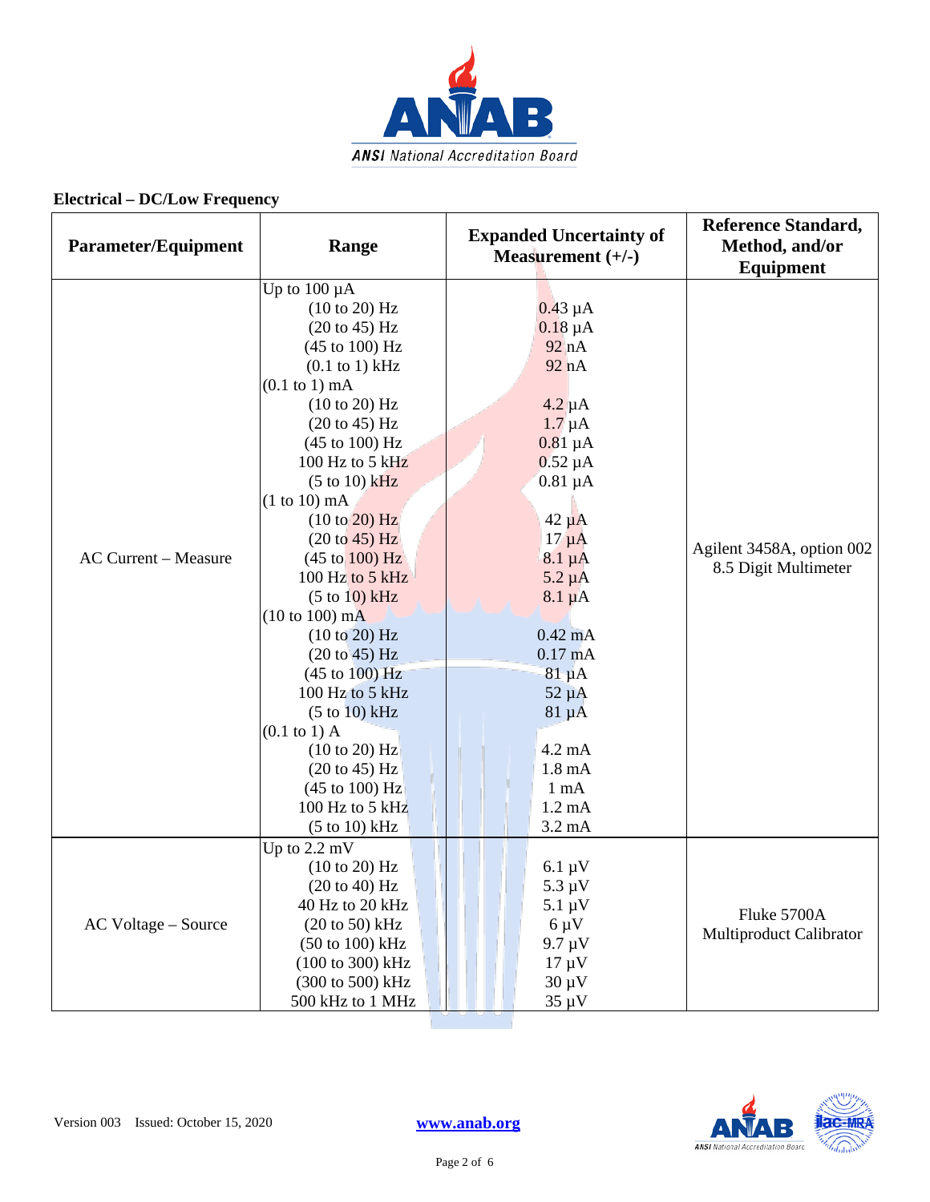## Electrical – DC/Low Frequency

| Parameter/Equipment | Range | Expanded Uncertainty of Measurement (+/-) | Reference Standard, Method, and/or Equipment |
|---|---|---|---|
| AC Current – Measure | Up to 100 µA | | Agilent 3458A, option 002 8.5 Digit Multimeter |
| | (10 to 20) Hz | 0.43 µA | |
| | (20 to 45) Hz | 0.18 µA | |
| | (45 to 100) Hz | 92 nA | |
| | (0.1 to 1) kHz | 92 nA | |
| | (0.1 to 1) mA | | |
| | (10 to 20) Hz | 4.2 µA | |
| | (20 to 45) Hz | 1.7 µA | |
| | (45 to 100) Hz | 0.81 µA | |
| | 100 Hz to 5 kHz | 0.52 µA | |
| | (5 to 10) kHz | 0.81 µA | |
| | (1 to 10) mA | | |
| | (10 to 20) Hz | 42 µA | |
| | (20 to 45) Hz | 17 µA | |
| | (45 to 100) Hz | 8.1 µA | |
| | 100 Hz to 5 kHz | 5.2 µA | |
| | (5 to 10) kHz | 8.1 µA | |
| | (10 to 100) mA | | |
| | (10 to 20) Hz | 0.42 mA | |
| | (20 to 45) Hz | 0.17 mA | |
| | (45 to 100) Hz | 81 µA | |
| | 100 Hz to 5 kHz | 52 µA | |
| | (5 to 10) kHz | 81 µA | |
| | (0.1 to 1) A | | |
| | (10 to 20) Hz | 4.2 mA | |
| | (20 to 45) Hz | 1.8 mA | |
| | (45 to 100) Hz | 1 mA | |
| | 100 Hz to 5 kHz | 1.2 mA | |
| | (5 to 10) kHz | 3.2 mA | |
| AC Voltage – Source | Up to 2.2 mV | | Fluke 5700A Multiproduct Calibrator |
| | (10 to 20) Hz | 6.1 µV | |
| | (20 to 40) Hz | 5.3 µV | |
| | 40 Hz to 20 kHz | 5.1 µV | |
| | (20 to 50) kHz | 6 µV | |
| | (50 to 100) kHz | 9.7 µV | |
| | (100 to 300) kHz | 17 µV | |
| | (300 to 500) kHz | 30 µV | |
| | 500 kHz to 1 MHz | 35 µV | |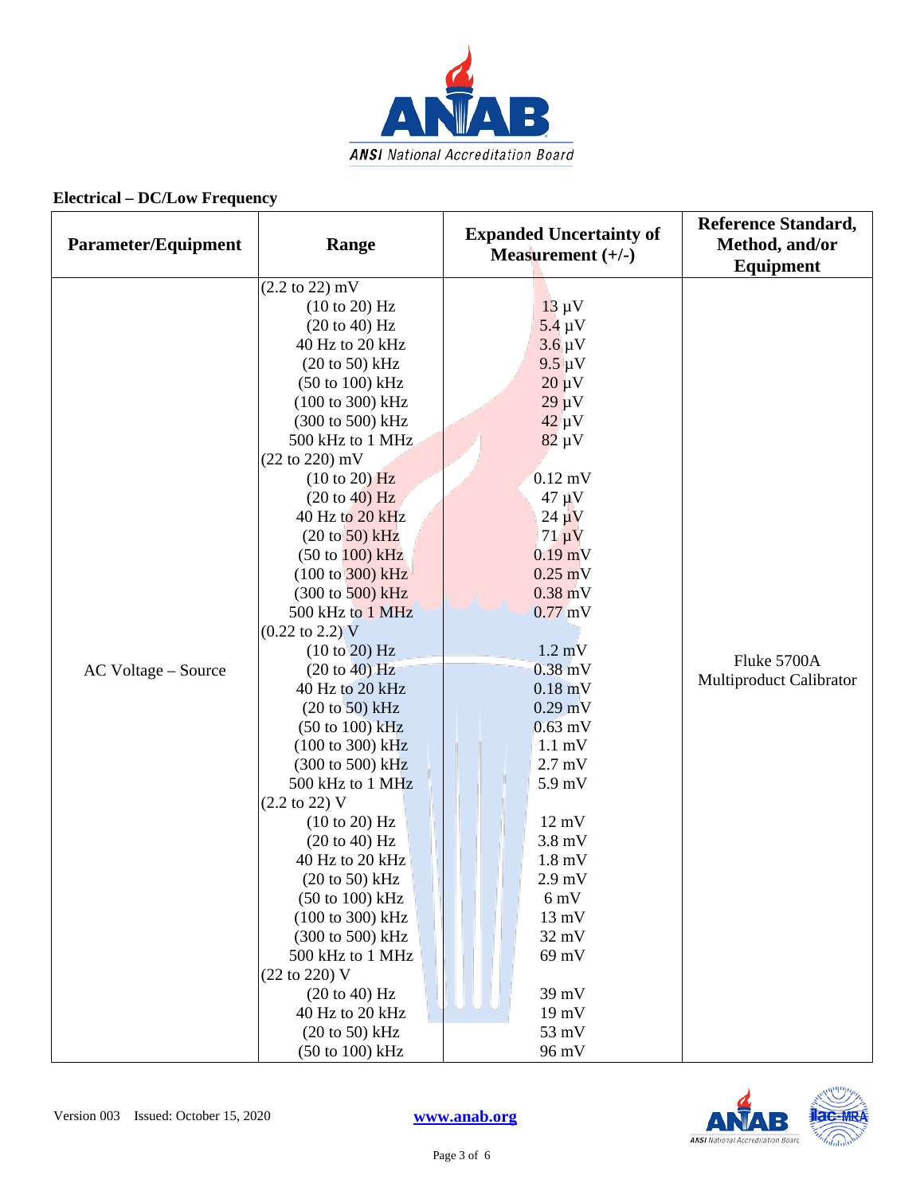## Electrical – DC/Low Frequency

| Parameter/Equipment | Range | Expanded Uncertainty of Measurement (+/-) | Reference Standard, Method, and/or Equipment |
|---|---|---|---|
| AC Voltage – Source | (2.2 to 22) mV | | Fluke 5700A Multiproduct Calibrator |
| | (10 to 20) Hz | 13 µV | |
| | (20 to 40) Hz | 5.4 µV | |
| | 40 Hz to 20 kHz | 3.6 µV | |
| | (20 to 50) kHz | 9.5 µV | |
| | (50 to 100) kHz | 20 µV | |
| | (100 to 300) kHz | 29 µV | |
| | (300 to 500) kHz | 42 µV | |
| | 500 kHz to 1 MHz | 82 µV | |
| | (22 to 220) mV | | |
| | (10 to 20) Hz | 0.12 mV | |
| | (20 to 40) Hz | 47 µV | |
| | 40 Hz to 20 kHz | 24 µV | |
| | (20 to 50) kHz | 71 µV | |
| | (50 to 100) kHz | 0.19 mV | |
| | (100 to 300) kHz | 0.25 mV | |
| | (300 to 500) kHz | 0.38 mV | |
| | 500 kHz to 1 MHz | 0.77 mV | |
| | (0.22 to 2.2) V | | |
| | (10 to 20) Hz | 1.2 mV | |
| | (20 to 40) Hz | 0.38 mV | |
| | 40 Hz to 20 kHz | 0.18 mV | |
| | (20 to 50) kHz | 0.29 mV | |
| | (50 to 100) kHz | 0.63 mV | |
| | (100 to 300) kHz | 1.1 mV | |
| | (300 to 500) kHz | 2.7 mV | |
| | 500 kHz to 1 MHz | 5.9 mV | |
| | (2.2 to 22) V | | |
| | (10 to 20) Hz | 12 mV | |
| | (20 to 40) Hz | 3.8 mV | |
| | 40 Hz to 20 kHz | 1.8 mV | |
| | (20 to 50) kHz | 2.9 mV | |
| | (50 to 100) kHz | 6 mV | |
| | (100 to 300) kHz | 13 mV | |
| | (300 to 500) kHz | 32 mV | |
| | 500 kHz to 1 MHz | 69 mV | |
| | (22 to 220) V | | |
| | (20 to 40) Hz | 39 mV | |
| | 40 Hz to 20 kHz | 19 mV | |
| | (20 to 50) kHz | 53 mV | |
| | (50 to 100) kHz | 96 mV | |

Version 003 Issued: October 15, 2020

www.anab.org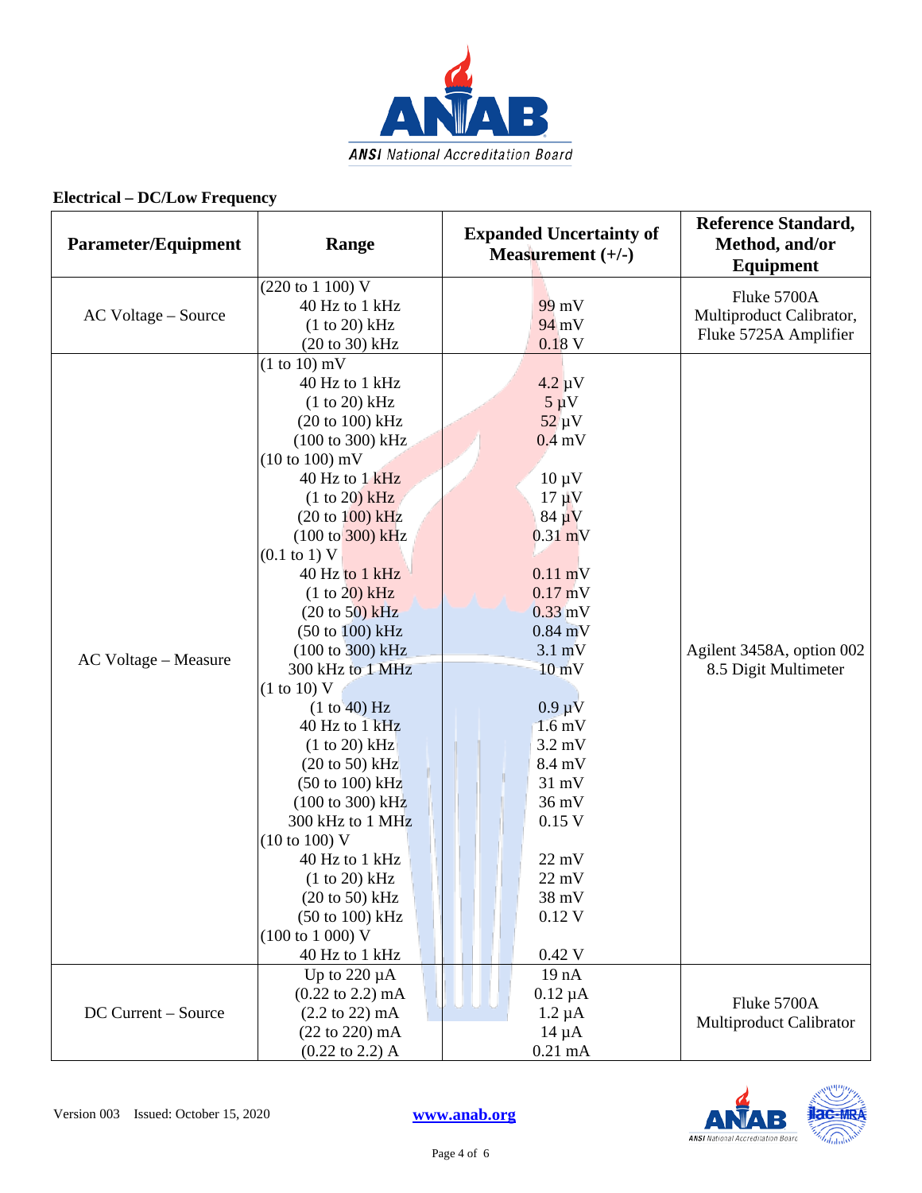## Electrical – DC/Low Frequency

| Parameter/Equipment | Range | Expanded Uncertainty of Measurement (+/-) | Reference Standard, Method, and/or Equipment |
|---|---|---|---|
| AC Voltage – Source | (220 to 1 100) V | | Fluke 5700A Multiproduct Calibrator, Fluke 5725A Amplifier |
| | 40 Hz to 1 kHz | 99 mV | |
| | (1 to 20) kHz | 94 mV | |
| | (20 to 30) kHz | 0.18 V | |
| AC Voltage – Measure | (1 to 10) mV | | Agilent 3458A, option 002 8.5 Digit Multimeter |
| | 40 Hz to 1 kHz | 4.2 µV | |
| | (1 to 20) kHz | 5 µV | |
| | (20 to 100) kHz | 52 µV | |
| | (100 to 300) kHz | 0.4 mV | |
| | (10 to 100) mV | | |
| | 40 Hz to 1 kHz | 10 µV | |
| | (1 to 20) kHz | 17 µV | |
| | (20 to 100) kHz | 84 µV | |
| | (100 to 300) kHz | 0.31 mV | |
| | (0.1 to 1) V | | |
| | 40 Hz to 1 kHz | 0.11 mV | |
| | (1 to 20) kHz | 0.17 mV | |
| | (20 to 50) kHz | 0.33 mV | |
| | (50 to 100) kHz | 0.84 mV | |
| | (100 to 300) kHz | 3.1 mV | |
| | 300 kHz to 1 MHz | 10 mV | |
| | (1 to 10) V | | |
| | (1 to 40) Hz | 0.9 µV | |
| | 40 Hz to 1 kHz | 1.6 mV | |
| | (1 to 20) kHz | 3.2 mV | |
| | (20 to 50) kHz | 8.4 mV | |
| | (50 to 100) kHz | 31 mV | |
| | (100 to 300) kHz | 36 mV | |
| | 300 kHz to 1 MHz | 0.15 V | |
| | (10 to 100) V | | |
| | 40 Hz to 1 kHz | 22 mV | |
| | (1 to 20) kHz | 22 mV | |
| | (20 to 50) kHz | 38 mV | |
| | (50 to 100) kHz | 0.12 V | |
| | (100 to 1 000) V | | |
| | 40 Hz to 1 kHz | 0.42 V | |
| DC Current – Source | Up to 220 µA | 19 nA | Fluke 5700A Multiproduct Calibrator |
| | (0.22 to 2.2) mA | 0.12 µA | |
| | (2.2 to 22) mA | 1.2 µA | |
| | (22 to 220) mA | 14 µA | |
| | (0.22 to 2.2) A | 0.21 mA | |

Version 003 Issued: October 15, 2020 www.anab.org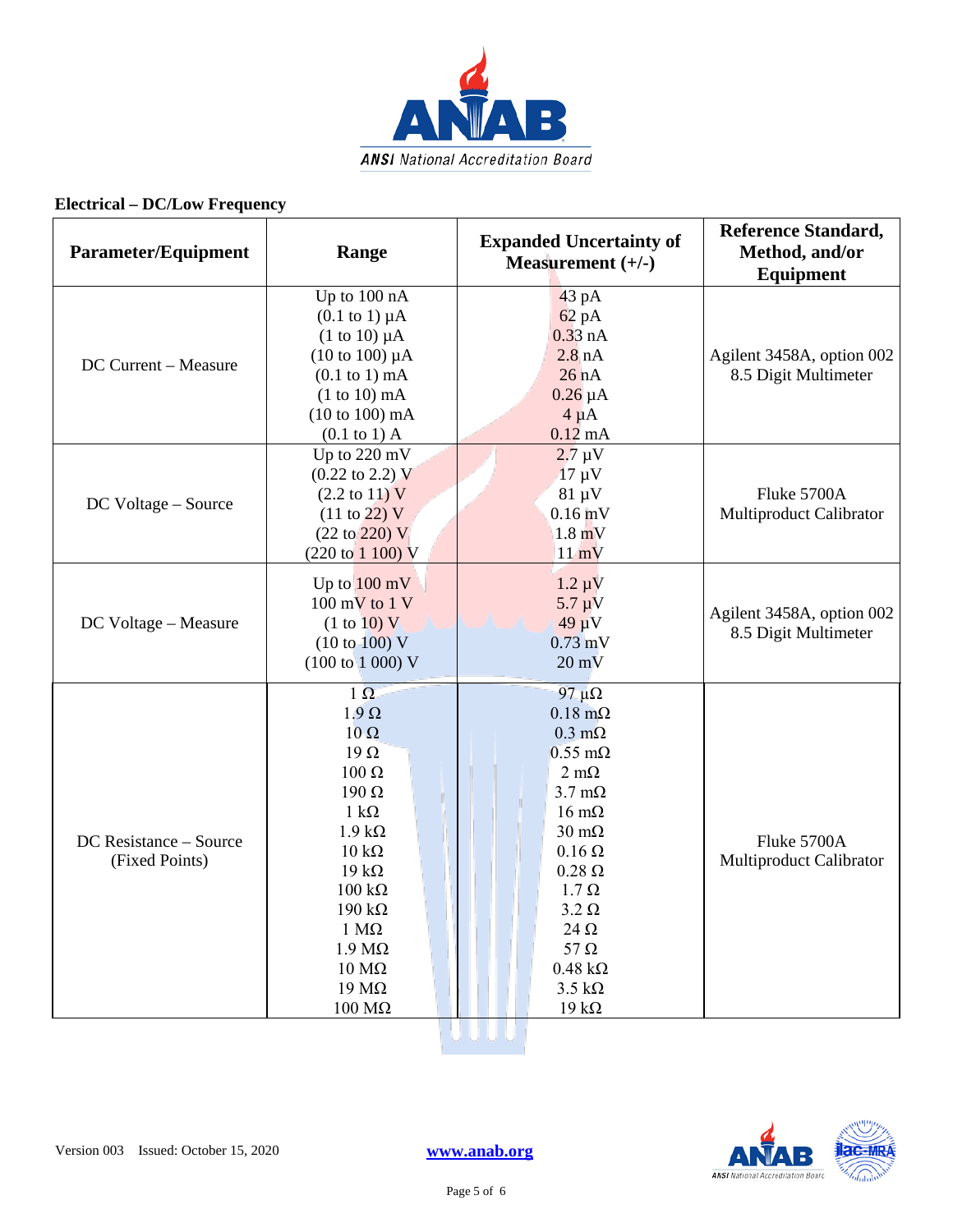**Electrical – DC/Low Frequency**

| Parameter/Equipment | Range | Expanded Uncertainty of Measurement (+/-) | Reference Standard, Method, and/or Equipment |
|---|---|---|---|
| DC Current – Measure | Up to 100 nA<br>(0.1 to 1) µA<br>(1 to 10) µA<br>(10 to 100) µA<br>(0.1 to 1) mA<br>(1 to 10) mA<br>(10 to 100) mA<br>(0.1 to 1) A | 43 pA<br>62 pA<br>0.33 nA<br>2.8 nA<br>26 nA<br>0.26 µA<br>4 µA<br>0.12 mA | Agilent 3458A, option 002 8.5 Digit Multimeter |
| DC Voltage – Source | Up to 220 mV<br>(0.22 to 2.2) V<br>(2.2 to 11) V<br>(11 to 22) V<br>(22 to 220) V<br>(220 to 1 100) V | 2.7 µV<br>17 µV<br>81 µV<br>0.16 mV<br>1.8 mV<br>11 mV | Fluke 5700A Multiproduct Calibrator |
| DC Voltage – Measure | Up to 100 mV<br>100 mV to 1 V<br>(1 to 10) V<br>(10 to 100) V<br>(100 to 1 000) V | 1.2 µV<br>5.7 µV<br>49 µV<br>0.73 mV<br>20 mV | Agilent 3458A, option 002 8.5 Digit Multimeter |
| DC Resistance – Source (Fixed Points) | 1 Ω<br>1.9 Ω<br>10 Ω<br>19 Ω<br>100 Ω<br>190 Ω<br>1 kΩ<br>1.9 kΩ<br>10 kΩ<br>19 kΩ<br>100 kΩ<br>190 kΩ<br>1 MΩ<br>1.9 MΩ<br>10 MΩ<br>19 MΩ<br>100 MΩ | 97 µΩ<br>0.18 mΩ<br>0.3 mΩ<br>0.55 mΩ<br>2 mΩ<br>3.7 mΩ<br>16 mΩ<br>30 mΩ<br>0.16 Ω<br>0.28 Ω<br>1.7 Ω<br>3.2 Ω<br>24 Ω<br>57 Ω<br>0.48 kΩ<br>3.5 kΩ<br>19 kΩ | Fluke 5700A Multiproduct Calibrator |

Version 003 Issued: October 15, 2020 www.anab.org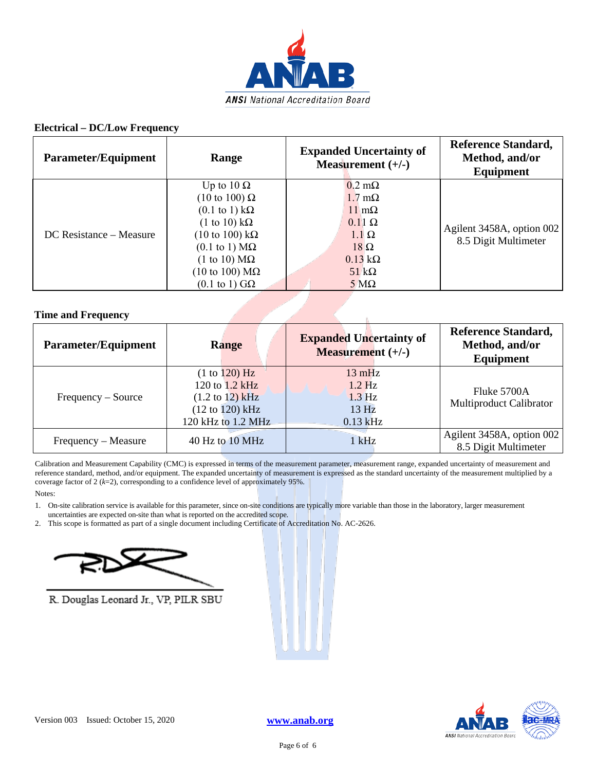### Electrical – DC/Low Frequency

| Parameter/Equipment | Range | Expanded Uncertainty of Measurement (+/-) | Reference Standard, Method, and/or Equipment |
|---|---|---|---|
| DC Resistance – Measure | Up to 10 Ω<br>(10 to 100) Ω<br>(0.1 to 1) kΩ<br>(1 to 10) kΩ<br>(10 to 100) kΩ<br>(0.1 to 1) MΩ<br>(1 to 10) MΩ<br>(10 to 100) MΩ<br>(0.1 to 1) GΩ | 0.2 mΩ<br>1.7 mΩ<br>11 mΩ<br>0.11 Ω<br>1.1 Ω<br>18 Ω<br>0.13 kΩ<br>51 kΩ<br>5 MΩ | Agilent 3458A, option 002 8.5 Digit Multimeter |

### Time and Frequency

| Parameter/Equipment | Range | Expanded Uncertainty of Measurement (+/-) | Reference Standard, Method, and/or Equipment |
|---|---|---|---|
| Frequency – Source | (1 to 120) Hz<br>120 to 1.2 kHz<br>(1.2 to 12) kHz<br>(12 to 120) kHz<br>120 kHz to 1.2 MHz | 13 mHz<br>1.2 Hz<br>1.3 Hz<br>13 Hz<br>0.13 kHz | Fluke 5700A Multiproduct Calibrator |
| Frequency – Measure | 40 Hz to 10 MHz | 1 kHz | Agilent 3458A, option 002 8.5 Digit Multimeter |

Calibration and Measurement Capability (CMC) is expressed in terms of the measurement parameter, measurement range, expanded uncertainty of measurement and reference standard, method, and/or equipment. The expanded uncertainty of measurement is expressed as the standard uncertainty of the measurement multiplied by a coverage factor of 2 ($k$=2), corresponding to a confidence level of approximately 95%.

Notes:

1. On-site calibration service is available for this parameter, since on-site conditions are typically more variable than those in the laboratory, larger measurement uncertainties are expected on-site than what is reported on the accredited scope.
2. This scope is formatted as part of a single document including Certificate of Accreditation No. AC-2626.

R. Douglas Leonard Jr., VP, PILR SBU

Version 003 Issued: October 15, 2020

www.anab.org